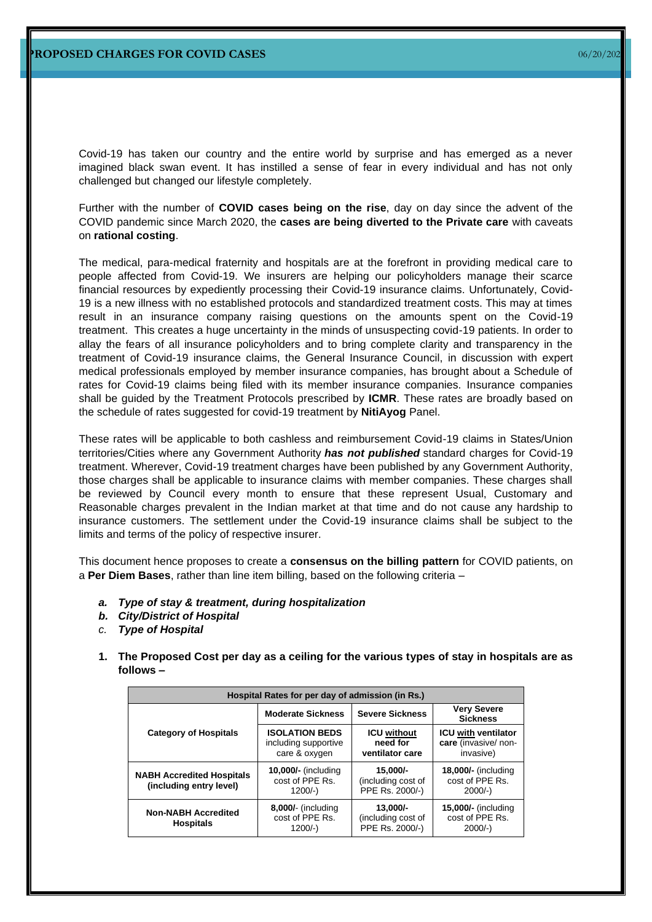# PROPOSED CHARGES FOR COVID CASES

Covid-19 has taken our country and the entire world by surprise and has emerged as a never imagined black swan event. It has instilled a sense of fear in every individual and has not only challenged but changed our lifestyle completely.

Further with the number of **COVID cases being on the rise**, day on day since the advent of the COVID pandemic since March 2020, the **cases are being diverted to the Private care** with caveats on **rational costing**.

The medical, para-medical fraternity and hospitals are at the forefront in providing medical care to people affected from Covid-19. We insurers are helping our policyholders manage their scarce financial resources by expediently processing their Covid-19 insurance claims. Unfortunately, Covid-19 is a new illness with no established protocols and standardized treatment costs. This may at times result in an insurance company raising questions on the amounts spent on the Covid-19 treatment. This creates a huge uncertainty in the minds of unsuspecting covid-19 patients. In order to allay the fears of all insurance policyholders and to bring complete clarity and transparency in the treatment of Covid-19 insurance claims, the General Insurance Council, in discussion with expert medical professionals employed by member insurance companies, has brought about a Schedule of rates for Covid-19 claims being filed with its member insurance companies. Insurance companies shall be guided by the Treatment Protocols prescribed by **ICMR**. These rates are broadly based on the schedule of rates suggested for covid-19 treatment by **NitiAyog** Panel.

These rates will be applicable to both cashless and reimbursement Covid-19 claims in States/Union territories/Cities where any Government Authority ***has not published*** standard charges for Covid-19 treatment. Wherever, Covid-19 treatment charges have been published by any Government Authority, those charges shall be applicable to insurance claims with member companies. These charges shall be reviewed by Council every month to ensure that these represent Usual, Customary and Reasonable charges prevalent in the Indian market at that time and do not cause any hardship to insurance customers. The settlement under the Covid-19 insurance claims shall be subject to the limits and terms of the policy of respective insurer.

This document hence proposes to create a **consensus on the billing pattern** for COVID patients, on a **Per Diem Bases**, rather than line item billing, based on the following criteria –

- ***a. Type of stay & treatment, during hospitalization***
- ***b. City/District of Hospital***
- ***c. Type of Hospital***

**1. The Proposed Cost per day as a ceiling for the various types of stay in hospitals are as follows –**

| **Hospital Rates for per day of admission (in Rs.)** | | | |
|---|---|---|---|
| **Category of Hospitals** | **Moderate Sickness** | **Severe Sickness** | **Very Severe Sickness** |
| | **ISOLATION BEDS** including supportive care & oxygen | **ICU without need for ventilator care** | **ICU with ventilator care** (invasive/ non-invasive) |
| **NABH Accredited Hospitals (including entry level)** | **10,000/-** (including cost of PPE Rs. 1200/-) | **15,000/-** (including cost of PPE Rs. 2000/-) | **18,000/-** (including cost of PPE Rs. 2000/-) |
| **Non-NABH Accredited Hospitals** | **8,000/-** (including cost of PPE Rs. 1200/-) | **13,000/-** (including cost of PPE Rs. 2000/-) | **15,000/-** (including cost of PPE Rs. 2000/-) |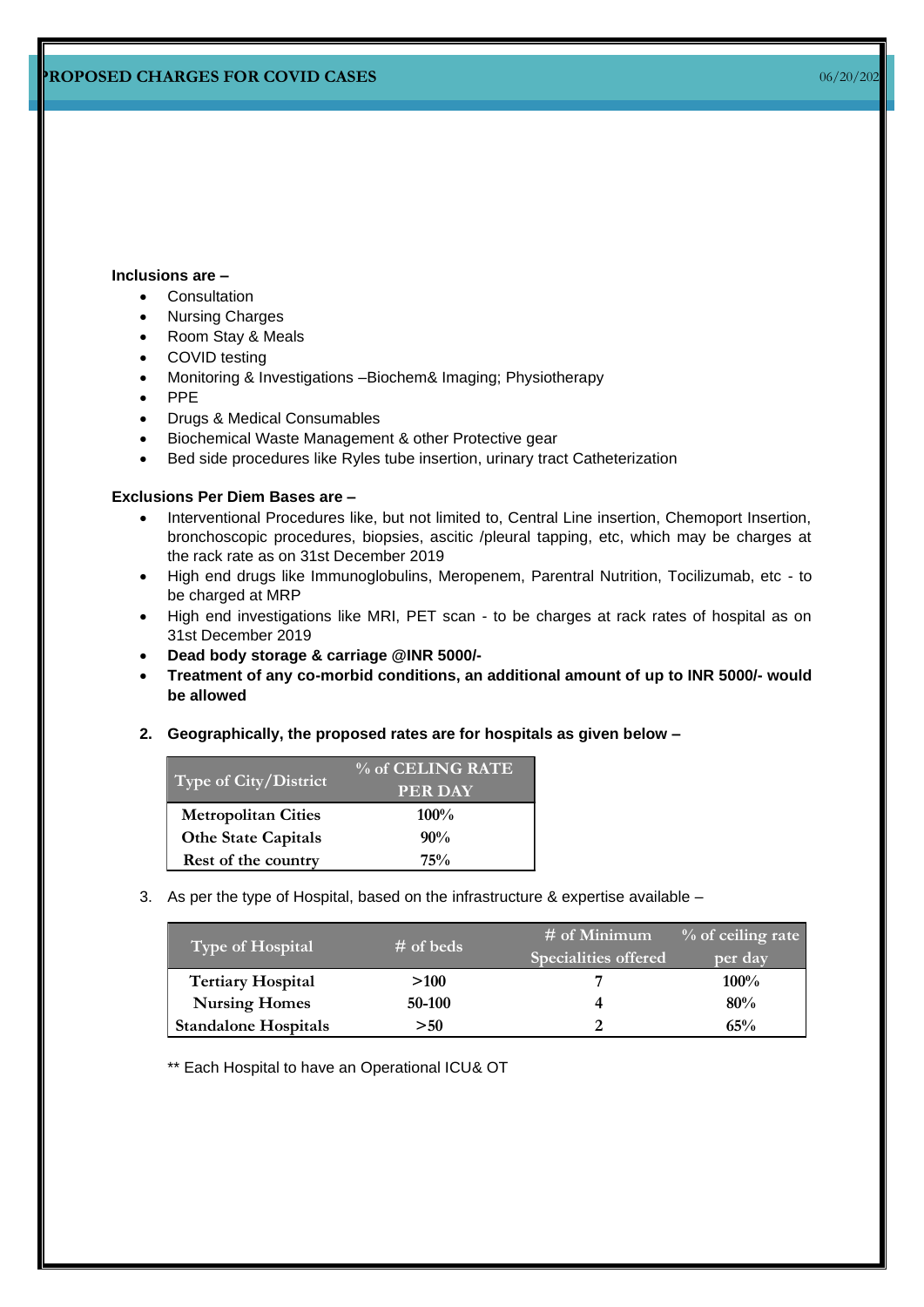**Inclusions are –**

- Consultation
- Nursing Charges
- Room Stay & Meals
- COVID testing
- Monitoring & Investigations –Biochem& Imaging; Physiotherapy
- PPE
- Drugs & Medical Consumables
- Biochemical Waste Management & other Protective gear
- Bed side procedures like Ryles tube insertion, urinary tract Catheterization

**Exclusions Per Diem Bases are –**

- Interventional Procedures like, but not limited to, Central Line insertion, Chemoport Insertion, bronchoscopic procedures, biopsies, ascitic /pleural tapping, etc, which may be charges at the rack rate as on 31st December 2019
- High end drugs like Immunoglobulins, Meropenem, Parentral Nutrition, Tocilizumab, etc - to be charged at MRP
- High end investigations like MRI, PET scan - to be charges at rack rates of hospital as on 31st December 2019
- **Dead body storage & carriage @INR 5000/-**
- **Treatment of any co-morbid conditions, an additional amount of up to INR 5000/- would be allowed**

2. **Geographically, the proposed rates are for hospitals as given below –**

| Type of City/District | % of CELING RATE PER DAY |
|---|---|
| **Metropolitan Cities** | **100%** |
| **Othe State Capitals** | **90%** |
| **Rest of the country** | **75%** |

3. As per the type of Hospital, based on the infrastructure & expertise available –

| Type of Hospital | # of beds | # of Minimum Specialities offered | % of ceiling rate per day |
|---|---|---|---|
| **Tertiary Hospital** | **>100** | **7** | **100%** |
| **Nursing Homes** | **50-100** | **4** | **80%** |
| **Standalone Hospitals** | **>50** | **2** | **65%** |

** Each Hospital to have an Operational ICU& OT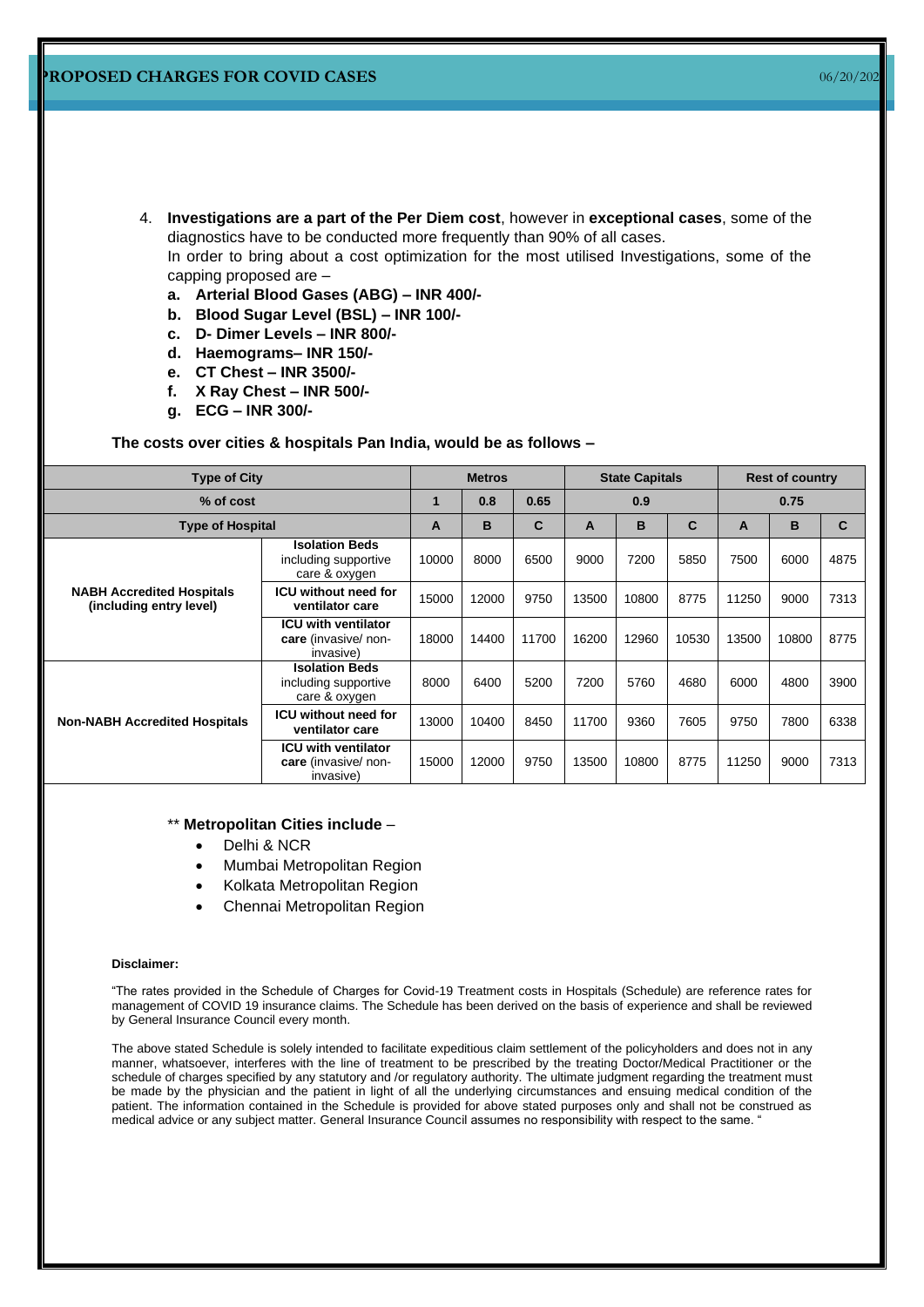4. **Investigations are a part of the Per Diem cost**, however in **exceptional cases**, some of the diagnostics have to be conducted more frequently than 90% of all cases.
   In order to bring about a cost optimization for the most utilised Investigations, some of the capping proposed are –
   a. **Arterial Blood Gases (ABG) – INR 400/-**
   b. **Blood Sugar Level (BSL) – INR 100/-**
   c. **D- Dimer Levels – INR 800/-**
   d. **Haemograms– INR 150/-**
   e. **CT Chest – INR 3500/-**
   f. **X Ray Chest – INR 500/-**
   g. **ECG – INR 300/-**

**The costs over cities & hospitals Pan India, would be as follows –**

| Type of City | | Metros | | | State Capitals | | | Rest of country | | |
|---|---|---|---|---|---|---|---|---|---|---|
| % of cost | | 1 | 0.8 | 0.65 | 0.9 | | | 0.75 | | |
| Type of Hospital | | A | B | C | A | B | C | A | B | C |
| NABH Accredited Hospitals (including entry level) | **Isolation Beds** including supportive care & oxygen | 10000 | 8000 | 6500 | 9000 | 7200 | 5850 | 7500 | 6000 | 4875 |
| | **ICU without need for ventilator care** | 15000 | 12000 | 9750 | 13500 | 10800 | 8775 | 11250 | 9000 | 7313 |
| | **ICU with ventilator care** (invasive/ non-invasive) | 18000 | 14400 | 11700 | 16200 | 12960 | 10530 | 13500 | 10800 | 8775 |
| Non-NABH Accredited Hospitals | **Isolation Beds** including supportive care & oxygen | 8000 | 6400 | 5200 | 7200 | 5760 | 4680 | 6000 | 4800 | 3900 |
| | **ICU without need for ventilator care** | 13000 | 10400 | 8450 | 11700 | 9360 | 7605 | 9750 | 7800 | 6338 |
| | **ICU with ventilator care** (invasive/ non-invasive) | 15000 | 12000 | 9750 | 13500 | 10800 | 8775 | 11250 | 9000 | 7313 |

** **Metropolitan Cities include** –

- Delhi & NCR
- Mumbai Metropolitan Region
- Kolkata Metropolitan Region
- Chennai Metropolitan Region

**Disclaimer:**

"The rates provided in the Schedule of Charges for Covid-19 Treatment costs in Hospitals (Schedule) are reference rates for management of COVID 19 insurance claims. The Schedule has been derived on the basis of experience and shall be reviewed by General Insurance Council every month.

The above stated Schedule is solely intended to facilitate expeditious claim settlement of the policyholders and does not in any manner, whatsoever, interferes with the line of treatment to be prescribed by the treating Doctor/Medical Practitioner or the schedule of charges specified by any statutory and /or regulatory authority. The ultimate judgment regarding the treatment must be made by the physician and the patient in light of all the underlying circumstances and ensuing medical condition of the patient. The information contained in the Schedule is provided for above stated purposes only and shall not be construed as medical advice or any subject matter. General Insurance Council assumes no responsibility with respect to the same. "